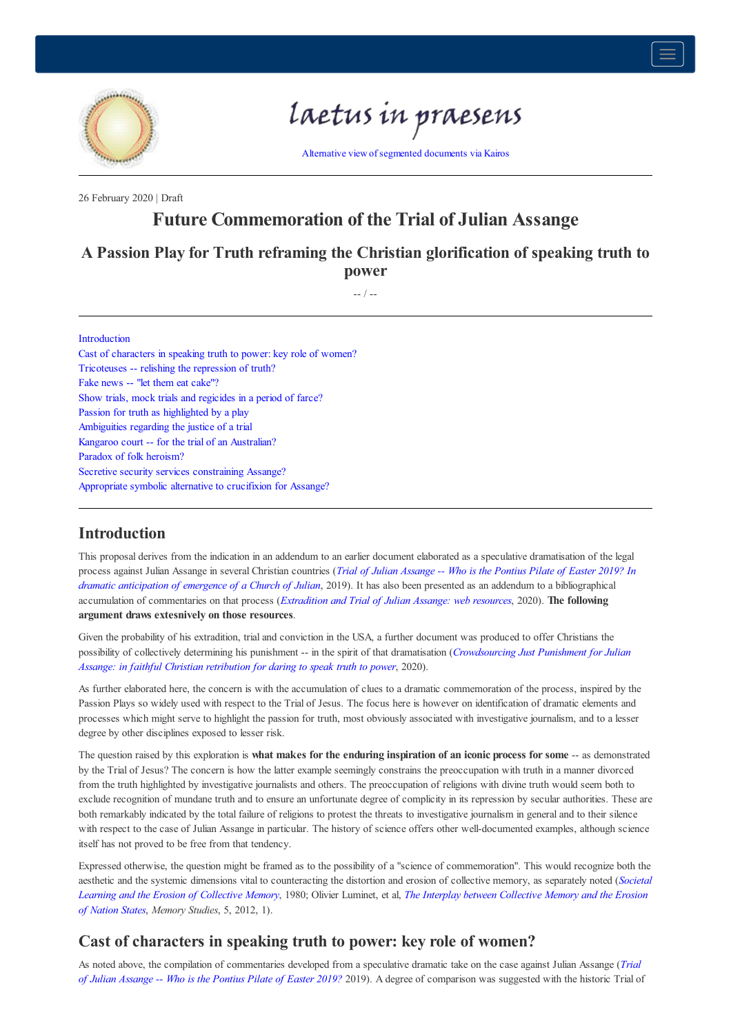laetus in praesens

Alternative view of segmented documents via Kairos

26 February 2020 | Draft

# Future Commemoration of the Trial of Julian Assange

## A Passion Play for Truth reframing the Christian glorification of speaking truth to power

-- / --

- Introduction
- Cast of characters in speaking truth to power: key role of women?
- Tricoteuses -- relishing the repression of truth?
- Fake news -- "let them eat cake"?
- Show trials, mock trials and regicides in a period of farce?
- Passion for truth as highlighted by a play
- Ambiguities regarding the justice of a trial
- Kangaroo court -- for the trial of an Australian?
- Paradox of folk heroism?
- Secretive security services constraining Assange?
- Appropriate symbolic alternative to crucifixion for Assange?

## Introduction

This proposal derives from the indication in an addendum to an earlier document elaborated as a speculative dramatisation of the legal process against Julian Assange in several Christian countries (*Trial of Julian Assange -- Who is the Pontius Pilate of Easter 2019? In dramatic anticipation of emergence of a Church of Julian*, 2019). It has also been presented as an addendum to a bibliographical accumulation of commentaries on that process (*Extradition and Trial of Julian Assange: web resources*, 2020). **The following argument draws extesnively on those resources**.

Given the probability of his extradition, trial and conviction in the USA, a further document was produced to offer Christians the possibility of collectively determining his punishment -- in the spirit of that dramatisation (*Crowdsourcing Just Punishment for Julian Assange: in faithful Christian retribution for daring to speak truth to power*, 2020).

As further elaborated here, the concern is with the accumulation of clues to a dramatic commemoration of the process, inspired by the Passion Plays so widely used with respect to the Trial of Jesus. The focus here is however on identification of dramatic elements and processes which might serve to highlight the passion for truth, most obviously associated with investigative journalism, and to a lesser degree by other disciplines exposed to lesser risk.

The question raised by this exploration is **what makes for the enduring inspiration of an iconic process for some** -- as demonstrated by the Trial of Jesus? The concern is how the latter example seemingly constrains the preoccupation with truth in a manner divorced from the truth highlighted by investigative journalists and others. The preoccupation of religions with divine truth would seem both to exclude recognition of mundane truth and to ensure an unfortunate degree of complicity in its repression by secular authorities. These are both remarkably indicated by the total failure of religions to protest the threats to investigative journalism in general and to their silence with respect to the case of Julian Assange in particular. The history of science offers other well-documented examples, although science itself has not proved to be free from that tendency.

Expressed otherwise, the question might be framed as to the possibility of a "science of commemoration". This would recognize both the aesthetic and the systemic dimensions vital to counteracting the distortion and erosion of collective memory, as separately noted (*Societal Learning and the Erosion of Collective Memory*, 1980; Olivier Luminet, et al, *The Interplay between Collective Memory and the Erosion of Nation States*, *Memory Studies*, 5, 2012, 1).

## Cast of characters in speaking truth to power: key role of women?

As noted above, the compilation of commentaries developed from a speculative dramatic take on the case against Julian Assange (*Trial of Julian Assange -- Who is the Pontius Pilate of Easter 2019?* 2019). A degree of comparison was suggested with the historic Trial of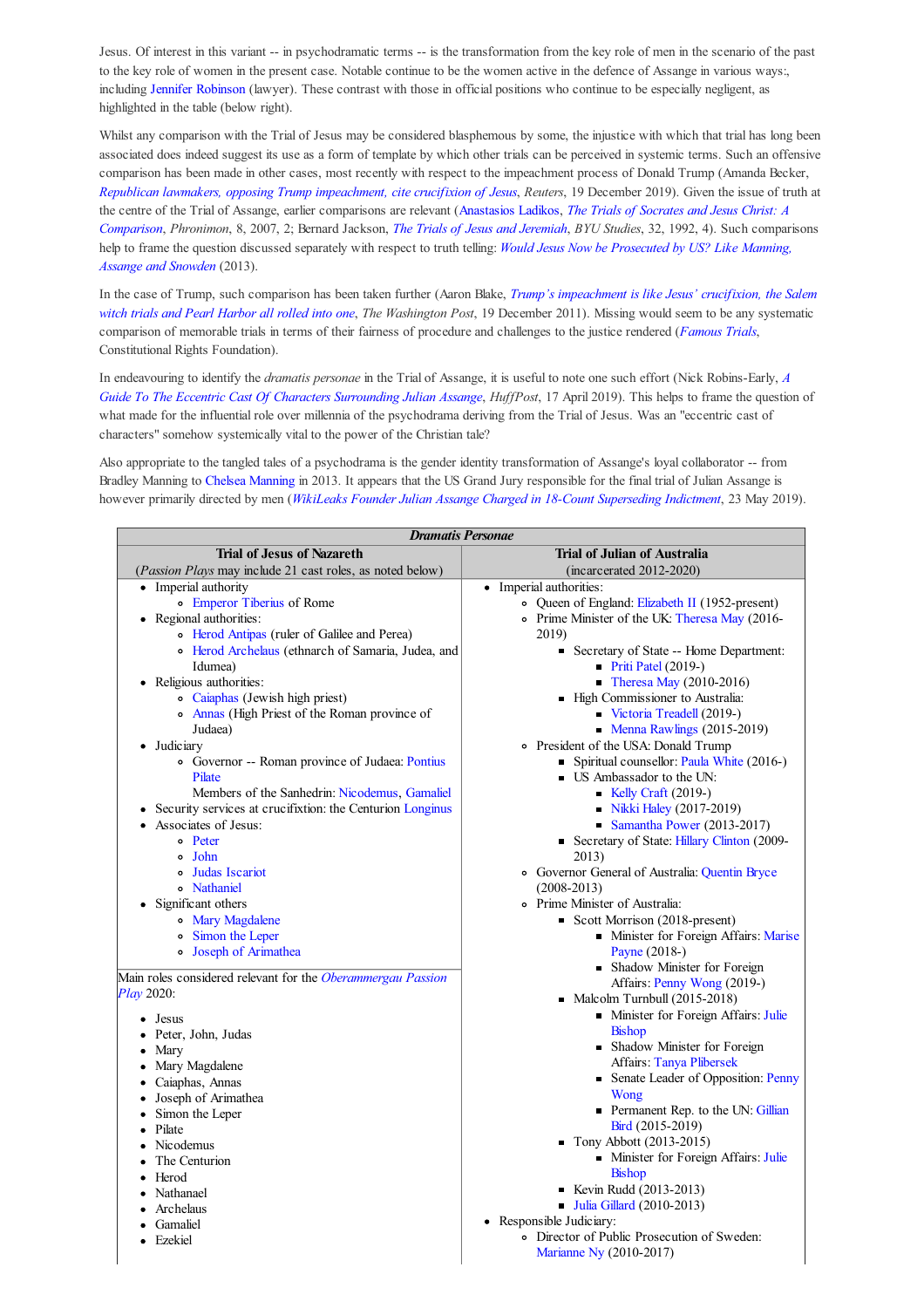Jesus. Of interest in this variant -- in psychodramatic terms -- is the transformation from the key role of men in the scenario of the past to the key role of women in the present case. Notable continue to be the women active in the defence of Assange in various ways:, including Jennifer Robinson (lawyer). These contrast with those in official positions who continue to be especially negligent, as highlighted in the table (below right).

Whilst any comparison with the Trial of Jesus may be considered blasphemous by some, the injustice with which that trial has long been associated does indeed suggest its use as a form of template by which other trials can be perceived in systemic terms. Such an offensive comparison has been made in other cases, most recently with respect to the impeachment process of Donald Trump (Amanda Becker, *Republican lawmakers, opposing Trump impeachment, cite crucifixion of Jesus*, *Reuters*, 19 December 2019). Given the issue of truth at the centre of the Trial of Assange, earlier comparisons are relevant (Anastasios Ladikos, *The Trials of Socrates and Jesus Christ: A Comparison*, *Phronimon*, 8, 2007, 2; Bernard Jackson, *The Trials of Jesus and Jeremiah*, *BYU Studies*, 32, 1992, 4). Such comparisons help to frame the question discussed separately with respect to truth telling: *Would Jesus Now be Prosecuted by US? Like Manning, Assange and Snowden* (2013).

In the case of Trump, such comparison has been taken further (Aaron Blake, *Trump's impeachment is like Jesus' crucifixion, the Salem witch trials and Pearl Harbor all rolled into one*, *The Washington Post*, 19 December 2011). Missing would seem to be any systematic comparison of memorable trials in terms of their fairness of procedure and challenges to the justice rendered (*Famous Trials*, Constitutional Rights Foundation).

In endeavouring to identify the *dramatis personae* in the Trial of Assange, it is useful to note one such effort (Nick Robins-Early, *A Guide To The Eccentric Cast Of Characters Surrounding Julian Assange*, *HuffPost*, 17 April 2019). This helps to frame the question of what made for the influential role over millennia of the psychodrama deriving from the Trial of Jesus. Was an "eccentric cast of characters" somehow systemically vital to the power of the Christian tale?

Also appropriate to the tangled tales of a psychodrama is the gender identity transformation of Assange's loyal collaborator -- from Bradley Manning to Chelsea Manning in 2013. It appears that the US Grand Jury responsible for the final trial of Julian Assange is however primarily directed by men (*WikiLeaks Founder Julian Assange Charged in 18-Count Superseding Indictment*, 23 May 2019).

| ***Dramatis Personae*** | |
|---|---|
| **Trial of Jesus of Nazareth**<br>(*Passion Plays* may include 21 cast roles, as noted below) | **Trial of Julian of Australia**<br>(incarcerated 2012-2020) |
| • Imperial authority<br>  ◦ Emperor Tiberius of Rome<br>• Regional authorities:<br>  ◦ Herod Antipas (ruler of Galilee and Perea)<br>  ◦ Herod Archelaus (ethnarch of Samaria, Judea, and Idumea)<br>• Religious authorities:<br>  ◦ Caiaphas (Jewish high priest)<br>  ◦ Annas (High Priest of the Roman province of Judaea)<br>• Judiciary<br>  ◦ Governor -- Roman province of Judaea: Pontius Pilate<br>  Members of the Sanhedrin: Nicodemus, Gamaliel<br>• Security services at crucifixtion: the Centurion Longinus<br>• Associates of Jesus:<br>  ◦ Peter<br>  ◦ John<br>  ◦ Judas Iscariot<br>  ◦ Nathaniel<br>• Significant others<br>  ◦ Mary Magdalene<br>  ◦ Simon the Leper<br>  ◦ Joseph of Arimathea<br><br>Main roles considered relevant for the *Oberammergau Passion Play* 2020:<br>• Jesus<br>• Peter, John, Judas<br>• Mary<br>• Mary Magdalene<br>• Caiaphas, Annas<br>• Joseph of Arimathea<br>• Simon the Leper<br>• Pilate<br>• Nicodemus<br>• The Centurion<br>• Herod<br>• Nathanael<br>• Archelaus<br>• Gamaliel<br>• Ezekiel | • Imperial authorities:<br>  ◦ Queen of England: Elizabeth II (1952-present)<br>  ◦ Prime Minister of the UK: Theresa May (2016-2019)<br>    ▪ Secretary of State -- Home Department:<br>      ▪ Priti Patel (2019-)<br>      ▪ Theresa May (2010-2016)<br>    ▪ High Commissioner to Australia:<br>      ▪ Victoria Treadell (2019-)<br>      ▪ Menna Rawlings (2015-2019)<br>  ◦ President of the USA: Donald Trump<br>    ▪ Spiritual counsellor: Paula White (2016-)<br>    ▪ US Ambassador to the UN:<br>      ▪ Kelly Craft (2019-)<br>      ▪ Nikki Haley (2017-2019)<br>      ▪ Samantha Power (2013-2017)<br>    ▪ Secretary of State: Hillary Clinton (2009-2013)<br>  ◦ Governor General of Australia: Quentin Bryce (2008-2013)<br>  ◦ Prime Minister of Australia:<br>    ▪ Scott Morrison (2018-present)<br>      ▪ Minister for Foreign Affairs: Marise Payne (2018-)<br>      ▪ Shadow Minister for Foreign Affairs: Penny Wong (2019-)<br>    ▪ Malcolm Turnbull (2015-2018)<br>      ▪ Minister for Foreign Affairs: Julie Bishop<br>      ▪ Shadow Minister for Foreign Affairs: Tanya Plibersek<br>      ▪ Senate Leader of Opposition: Penny Wong<br>      ▪ Permanent Rep. to the UN: Gillian Bird (2015-2019)<br>    ▪ Tony Abbott (2013-2015)<br>      ▪ Minister for Foreign Affairs: Julie Bishop<br>    ▪ Kevin Rudd (2013-2013)<br>    ▪ Julia Gillard (2010-2013)<br>• Responsible Judiciary:<br>  ◦ Director of Public Prosecution of Sweden: Marianne Ny (2010-2017) |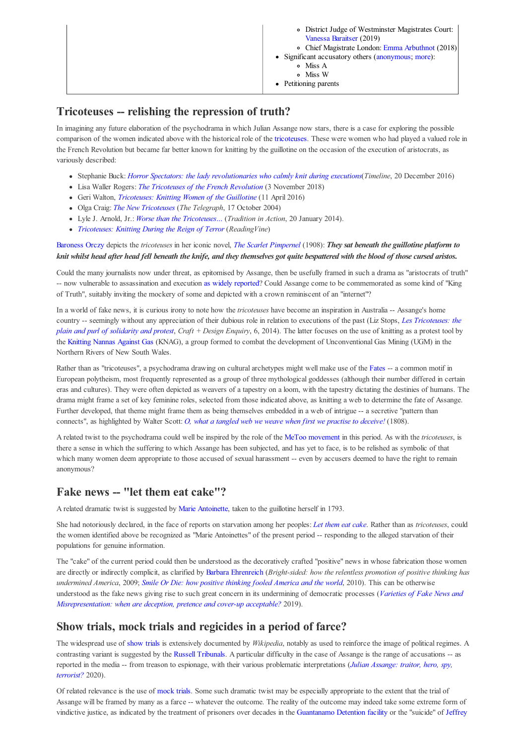| | - District Judge of Westminster Magistrates Court: Vanessa Baraitser (2019)<br>- Chief Magistrate London: Emma Arbuthnot (2018)<br>• Significant accusatory others (anonymous; more):<br>- Miss A<br>- Miss W<br>• Petitioning parents |
|---|---|

## Tricoteuses -- relishing the repression of truth?

In imagining any future elaboration of the psychodrama in which Julian Assange now stars, there is a case for exploring the possible comparison of the women indicated above with the historical role of the tricoteuses. These were women who had played a valued role in the French Revolution but became far better known for knitting by the guillotine on the occasion of the execution of aristocrats, as variously described:

- Stephanie Buck: *Horror Spectators: the lady revolutionaries who calmly knit during executions*(*Timeline*, 20 December 2016)
- Lisa Waller Rogers: *The Tricoteuses of the French Revolution* (3 November 2018)
- Geri Walton, *Tricoteuses: Knitting Women of the Guillotine* (11 April 2016)
- Olga Craig: *The New Tricoteuses* (*The Telegraph*, 17 October 2004)
- Lyle J. Arnold, Jr.: *Worse than the Tricoteuses...* (*Tradition in Action*, 20 January 2014).
- *Tricoteuses: Knitting During the Reign of Terror* (*ReadingVine*)

Baroness Orczy depicts the *tricoteuses* in her iconic novel, *The Scarlet Pimpernel* (1908): ***They sat beneath the guillotine platform to knit whilst head after head fell beneath the knife, and they themselves got quite bespattered with the blood of those cursed aristos.***

Could the many journalists now under threat, as epitomised by Assange, then be usefully framed in such a drama as "aristocrats of truth" -- now vulnerable to assassination and execution as widely reported? Could Assange come to be commemorated as some kind of "King of Truth", suitably inviting the mockery of some and depicted with a crown reminiscent of an "internet"?

In a world of fake news, it is curious irony to note how the *tricoteuses* have become an inspiration in Australia -- Assange's home country -- seemingly without any appreciation of their dubious role in relation to executions of the past (Liz Stops, *Les Tricoteuses: the plain and purl of solidarity and protest*, *Craft + Design Enquiry*, 6, 2014). The latter focuses on the use of knitting as a protest tool by the Knitting Nannas Against Gas (KNAG), a group formed to combat the development of Unconventional Gas Mining (UGM) in the Northern Rivers of New South Wales.

Rather than as "tricoteuses", a psychodrama drawing on cultural archetypes might well make use of the Fates -- a common motif in European polytheism, most frequently represented as a group of three mythological goddesses (although their number differed in certain eras and cultures). They were often depicted as weavers of a tapestry on a loom, with the tapestry dictating the destinies of humans. The drama might frame a set of key feminine roles, selected from those indicated above, as knitting a web to determine the fate of Assange. Further developed, that theme might frame them as being themselves embedded in a web of intrigue -- a secretive "pattern than connects", as highlighted by Walter Scott: *O, what a tangled web we weave when first we practise to deceive!* (1808).

A related twist to the psychodrama could well be inspired by the role of the MeToo movement in this period. As with the *tricoteuses*, is there a sense in which the suffering to which Assange has been subjected, and has yet to face, is to be relished as symbolic of that which many women deem appropriate to those accused of sexual harassment -- even by accusers deemed to have the right to remain anonymous?

## Fake news -- "let them eat cake"?

A related dramatic twist is suggested by Marie Antoinette, taken to the guillotine herself in 1793.

She had notoriously declared, in the face of reports on starvation among her peoples: *Let them eat cake*. Rather than as *tricoteuses*, could the women identified above be recognized as "Marie Antoinettes" of the present period -- responding to the alleged starvation of their populations for genuine information.

The "cake" of the current period could then be understood as the decoratively crafted "positive" news in whose fabrication those women are directly or indirectly complicit, as clarified by Barbara Ehrenreich (*Bright-sided: how the relentless promotion of positive thinking has undermined America*, 2009; *Smile Or Die: how positive thinking fooled America and the world*, 2010). This can be otherwise understood as the fake news giving rise to such great concern in its undermining of democratic processes (*Varieties of Fake News and Misrepresentation: when are deception, pretence and cover-up acceptable?* 2019).

## Show trials, mock trials and regicides in a period of farce?

The widespread use of show trials is extensively documented by *Wikipedia*, notably as used to reinforce the image of political regimes. A contrasting variant is suggested by the Russell Tribunals. A particular difficulty in the case of Assange is the range of accusations -- as reported in the media -- from treason to espionage, with their various problematic interpretations (*Julian Assange: traitor, hero, spy, terrorist?* 2020).

Of related relevance is the use of mock trials. Some such dramatic twist may be especially appropriate to the extent that the trial of Assange will be framed by many as a farce -- whatever the outcome. The reality of the outcome may indeed take some extreme form of vindictive justice, as indicated by the treatment of prisoners over decades in the Guantanamo Detention facility or the "suicide" of Jeffrey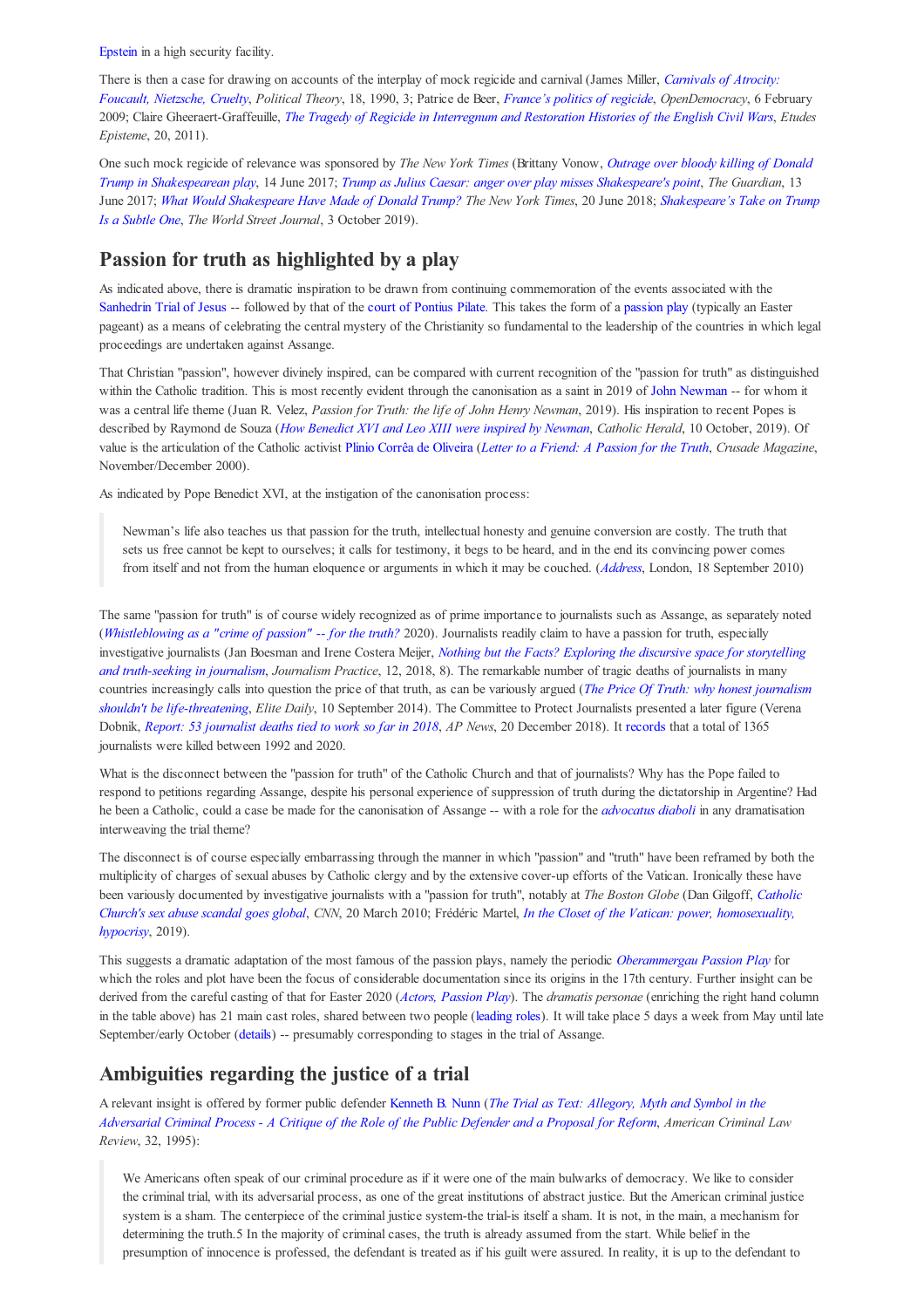Epstein in a high security facility.

There is then a case for drawing on accounts of the interplay of mock regicide and carnival (James Miller, *Carnivals of Atrocity: Foucault, Nietzsche, Cruelty*, *Political Theory*, 18, 1990, 3; Patrice de Beer, *France's politics of regicide*, *OpenDemocracy*, 6 February 2009; Claire Gheeraert-Graffeuille, *The Tragedy of Regicide in Interregnum and Restoration Histories of the English Civil Wars*, *Etudes Episteme*, 20, 2011).

One such mock regicide of relevance was sponsored by *The New York Times* (Brittany Vonow, *Outrage over bloody killing of Donald Trump in Shakespearean play*, 14 June 2017; *Trump as Julius Caesar: anger over play misses Shakespeare's point*, *The Guardian*, 13 June 2017; *What Would Shakespeare Have Made of Donald Trump?* *The New York Times*, 20 June 2018; *Shakespeare's Take on Trump Is a Subtle One*, *The World Street Journal*, 3 October 2019).

## Passion for truth as highlighted by a play

As indicated above, there is dramatic inspiration to be drawn from continuing commemoration of the events associated with the Sanhedrin Trial of Jesus -- followed by that of the court of Pontius Pilate. This takes the form of a passion play (typically an Easter pageant) as a means of celebrating the central mystery of the Christianity so fundamental to the leadership of the countries in which legal proceedings are undertaken against Assange.

That Christian "passion", however divinely inspired, can be compared with current recognition of the "passion for truth" as distinguished within the Catholic tradition. This is most recently evident through the canonisation as a saint in 2019 of John Newman -- for whom it was a central life theme (Juan R. Velez, *Passion for Truth: the life of John Henry Newman*, 2019). His inspiration to recent Popes is described by Raymond de Souza (*How Benedict XVI and Leo XIII were inspired by Newman*, *Catholic Herald*, 10 October, 2019). Of value is the articulation of the Catholic activist Plinio Corrêa de Oliveira (*Letter to a Friend: A Passion for the Truth*, *Crusade Magazine*, November/December 2000).

As indicated by Pope Benedict XVI, at the instigation of the canonisation process:

> Newman's life also teaches us that passion for the truth, intellectual honesty and genuine conversion are costly. The truth that sets us free cannot be kept to ourselves; it calls for testimony, it begs to be heard, and in the end its convincing power comes from itself and not from the human eloquence or arguments in which it may be couched. (*Address*, London, 18 September 2010)

The same "passion for truth" is of course widely recognized as of prime importance to journalists such as Assange, as separately noted (*Whistleblowing as a "crime of passion" -- for the truth?* 2020). Journalists readily claim to have a passion for truth, especially investigative journalists (Jan Boesman and Irene Costera Meijer, *Nothing but the Facts? Exploring the discursive space for storytelling and truth-seeking in journalism*, *Journalism Practice*, 12, 2018, 8). The remarkable number of tragic deaths of journalists in many countries increasingly calls into question the price of that truth, as can be variously argued (*The Price Of Truth: why honest journalism shouldn't be life-threatening*, *Elite Daily*, 10 September 2014). The Committee to Protect Journalists presented a later figure (Verena Dobnik, *Report: 53 journalist deaths tied to work so far in 2018*, *AP News*, 20 December 2018). It records that a total of 1365 journalists were killed between 1992 and 2020.

What is the disconnect between the "passion for truth" of the Catholic Church and that of journalists? Why has the Pope failed to respond to petitions regarding Assange, despite his personal experience of suppression of truth during the dictatorship in Argentine? Had he been a Catholic, could a case be made for the canonisation of Assange -- with a role for the *advocatus diaboli* in any dramatisation interweaving the trial theme?

The disconnect is of course especially embarrassing through the manner in which "passion" and "truth" have been reframed by both the multiplicity of charges of sexual abuses by Catholic clergy and by the extensive cover-up efforts of the Vatican. Ironically these have been variously documented by investigative journalists with a "passion for truth", notably at *The Boston Globe* (Dan Gilgoff, *Catholic Church's sex abuse scandal goes global*, *CNN*, 20 March 2010; Frédéric Martel, *In the Closet of the Vatican: power, homosexuality, hypocrisy*, 2019).

This suggests a dramatic adaptation of the most famous of the passion plays, namely the periodic *Oberammergau Passion Play* for which the roles and plot have been the focus of considerable documentation since its origins in the 17th century. Further insight can be derived from the careful casting of that for Easter 2020 (*Actors, Passion Play*). The *dramatis personae* (enriching the right hand column in the table above) has 21 main cast roles, shared between two people (leading roles). It will take place 5 days a week from May until late September/early October (details) -- presumably corresponding to stages in the trial of Assange.

## Ambiguities regarding the justice of a trial

A relevant insight is offered by former public defender Kenneth B. Nunn (*The Trial as Text: Allegory, Myth and Symbol in the Adversarial Criminal Process - A Critique of the Role of the Public Defender and a Proposal for Reform*, *American Criminal Law Review*, 32, 1995):

> We Americans often speak of our criminal procedure as if it were one of the main bulwarks of democracy. We like to consider the criminal trial, with its adversarial process, as one of the great institutions of abstract justice. But the American criminal justice system is a sham. The centerpiece of the criminal justice system-the trial-is itself a sham. It is not, in the main, a mechanism for determining the truth.5 In the majority of criminal cases, the truth is already assumed from the start. While belief in the presumption of innocence is professed, the defendant is treated as if his guilt were assured. In reality, it is up to the defendant to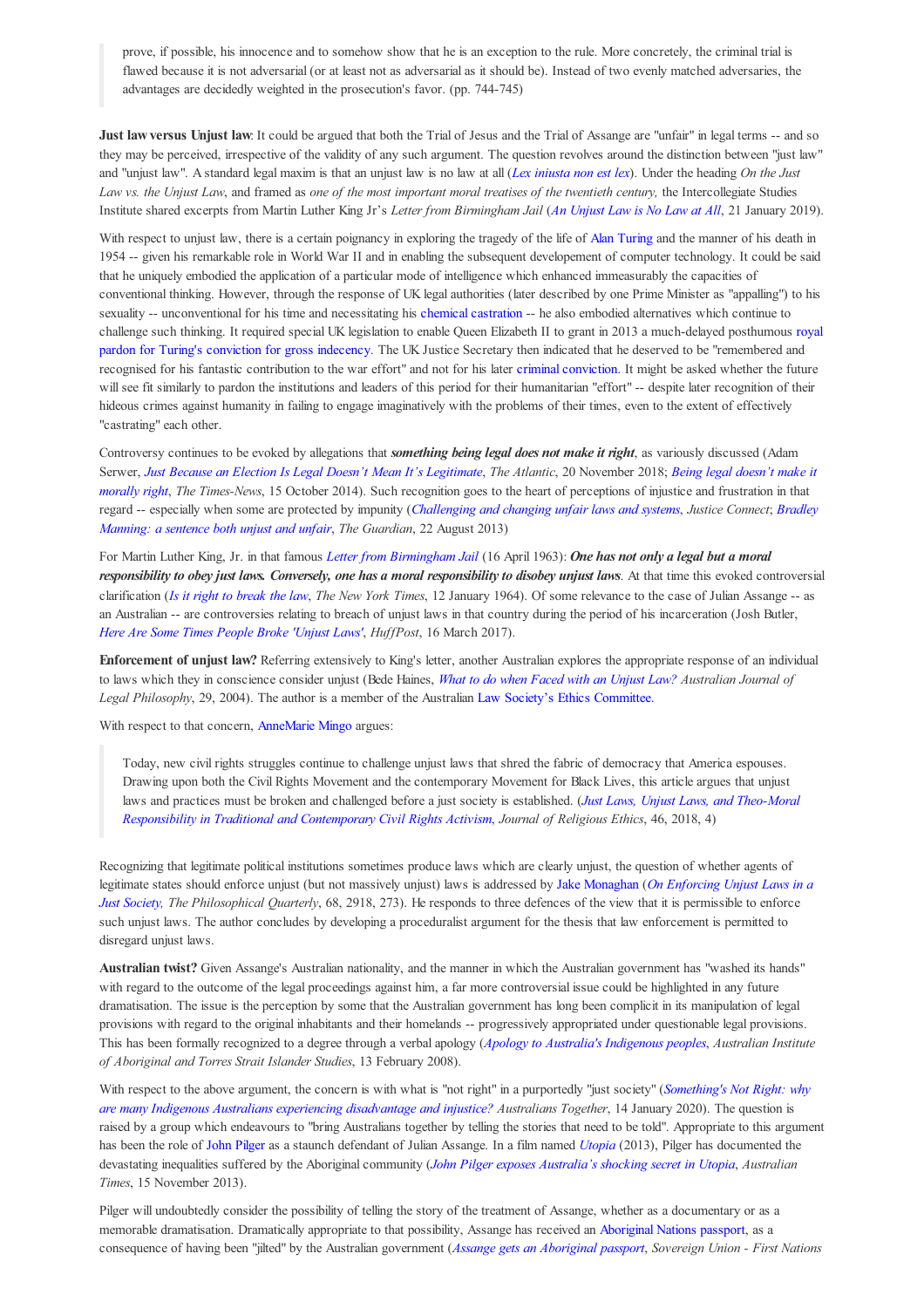> prove, if possible, his innocence and to somehow show that he is an exception to the rule. More concretely, the criminal trial is flawed because it is not adversarial (or at least not as adversarial as it should be). Instead of two evenly matched adversaries, the advantages are decidedly weighted in the prosecution's favor. (pp. 744-745)

**Just law versus Unjust law**: It could be argued that both the Trial of Jesus and the Trial of Assange are "unfair" in legal terms -- and so they may be perceived, irrespective of the validity of any such argument. The question revolves around the distinction between "just law" and "unjust law". A standard legal maxim is that an unjust law is no law at all (*Lex iniusta non est lex*). Under the heading *On the Just Law vs. the Unjust Law*, and framed as *one of the most important moral treatises of the twentieth century,* the Intercollegiate Studies Institute shared excerpts from Martin Luther King Jr's *Letter from Birmingham Jail* (*An Unjust Law is No Law at All*, 21 January 2019).

With respect to unjust law, there is a certain poignancy in exploring the tragedy of the life of Alan Turing and the manner of his death in 1954 -- given his remarkable role in World War II and in enabling the subsequent developement of computer technology. It could be said that he uniquely embodied the application of a particular mode of intelligence which enhanced immeasurably the capacities of conventional thinking. However, through the response of UK legal authorities (later described by one Prime Minister as "appalling") to his sexuality -- unconventional for his time and necessitating his chemical castration -- he also embodied alternatives which continue to challenge such thinking. It required special UK legislation to enable Queen Elizabeth II to grant in 2013 a much-delayed posthumous royal pardon for Turing's conviction for gross indecency. The UK Justice Secretary then indicated that he deserved to be "remembered and recognised for his fantastic contribution to the war effort" and not for his later criminal conviction. It might be asked whether the future will see fit similarly to pardon the institutions and leaders of this period for their humanitarian "effort" -- despite later recognition of their hideous crimes against humanity in failing to engage imaginatively with the problems of their times, even to the extent of effectively "castrating" each other.

Controversy continues to be evoked by allegations that ***something being legal does not make it right***, as variously discussed (Adam Serwer, *Just Because an Election Is Legal Doesn't Mean It's Legitimate*, *The Atlantic*, 20 November 2018; *Being legal doesn't make it morally right*, *The Times-News*, 15 October 2014). Such recognition goes to the heart of perceptions of injustice and frustration in that regard -- especially when some are protected by impunity (*Challenging and changing unfair laws and systems*, *Justice Connect*; *Bradley Manning: a sentence both unjust and unfair*, *The Guardian*, 22 August 2013)

For Martin Luther King, Jr. in that famous *Letter from Birmingham Jail* (16 April 1963): ***One has not only a legal but a moral responsibility to obey just laws. Conversely, one has a moral responsibility to disobey unjust laws***. At that time this evoked controversial clarification (*Is it right to break the law*, *The New York Times*, 12 January 1964). Of some relevance to the case of Julian Assange -- as an Australian -- are controversies relating to breach of unjust laws in that country during the period of his incarceration (Josh Butler, *Here Are Some Times People Broke 'Unjust Laws'*, *HuffPost*, 16 March 2017).

**Enforcement of unjust law?** Referring extensively to King's letter, another Australian explores the appropriate response of an individual to laws which they in conscience consider unjust (Bede Haines, *What to do when Faced with an Unjust Law? Australian Journal of Legal Philosophy*, 29, 2004). The author is a member of the Australian Law Society's Ethics Committee.

With respect to that concern, AnneMarie Mingo argues:

> Today, new civil rights struggles continue to challenge unjust laws that shred the fabric of democracy that America espouses. Drawing upon both the Civil Rights Movement and the contemporary Movement for Black Lives, this article argues that unjust laws and practices must be broken and challenged before a just society is established. (*Just Laws, Unjust Laws, and Theo-Moral Responsibility in Traditional and Contemporary Civil Rights Activism*, *Journal of Religious Ethics*, 46, 2018, 4)

Recognizing that legitimate political institutions sometimes produce laws which are clearly unjust, the question of whether agents of legitimate states should enforce unjust (but not massively unjust) laws is addressed by Jake Monaghan (*On Enforcing Unjust Laws in a Just Society, The Philosophical Quarterly*, 68, 2918, 273). He responds to three defences of the view that it is permissible to enforce such unjust laws. The author concludes by developing a proceduralist argument for the thesis that law enforcement is permitted to disregard unjust laws.

**Australian twist?** Given Assange's Australian nationality, and the manner in which the Australian government has "washed its hands" with regard to the outcome of the legal proceedings against him, a far more controversial issue could be highlighted in any future dramatisation. The issue is the perception by some that the Australian government has long been complicit in its manipulation of legal provisions with regard to the original inhabitants and their homelands -- progressively appropriated under questionable legal provisions. This has been formally recognized to a degree through a verbal apology (*Apology to Australia's Indigenous peoples*, *Australian Institute of Aboriginal and Torres Strait Islander Studies*, 13 February 2008).

With respect to the above argument, the concern is with what is "not right" in a purportedly "just society" (*Something's Not Right: why are many Indigenous Australians experiencing disadvantage and injustice? Australians Together*, 14 January 2020). The question is raised by a group which endeavours to "bring Australians together by telling the stories that need to be told". Appropriate to this argument has been the role of John Pilger as a staunch defendant of Julian Assange. In a film named *Utopia* (2013), Pilger has documented the devastating inequalities suffered by the Aboriginal community (*John Pilger exposes Australia's shocking secret in Utopia*, *Australian Times*, 15 November 2013).

Pilger will undoubtedly consider the possibility of telling the story of the treatment of Assange, whether as a documentary or as a memorable dramatisation. Dramatically appropriate to that possibility, Assange has received an Aboriginal Nations passport, as a consequence of having been "jilted" by the Australian government (*Assange gets an Aboriginal passport*, *Sovereign Union - First Nations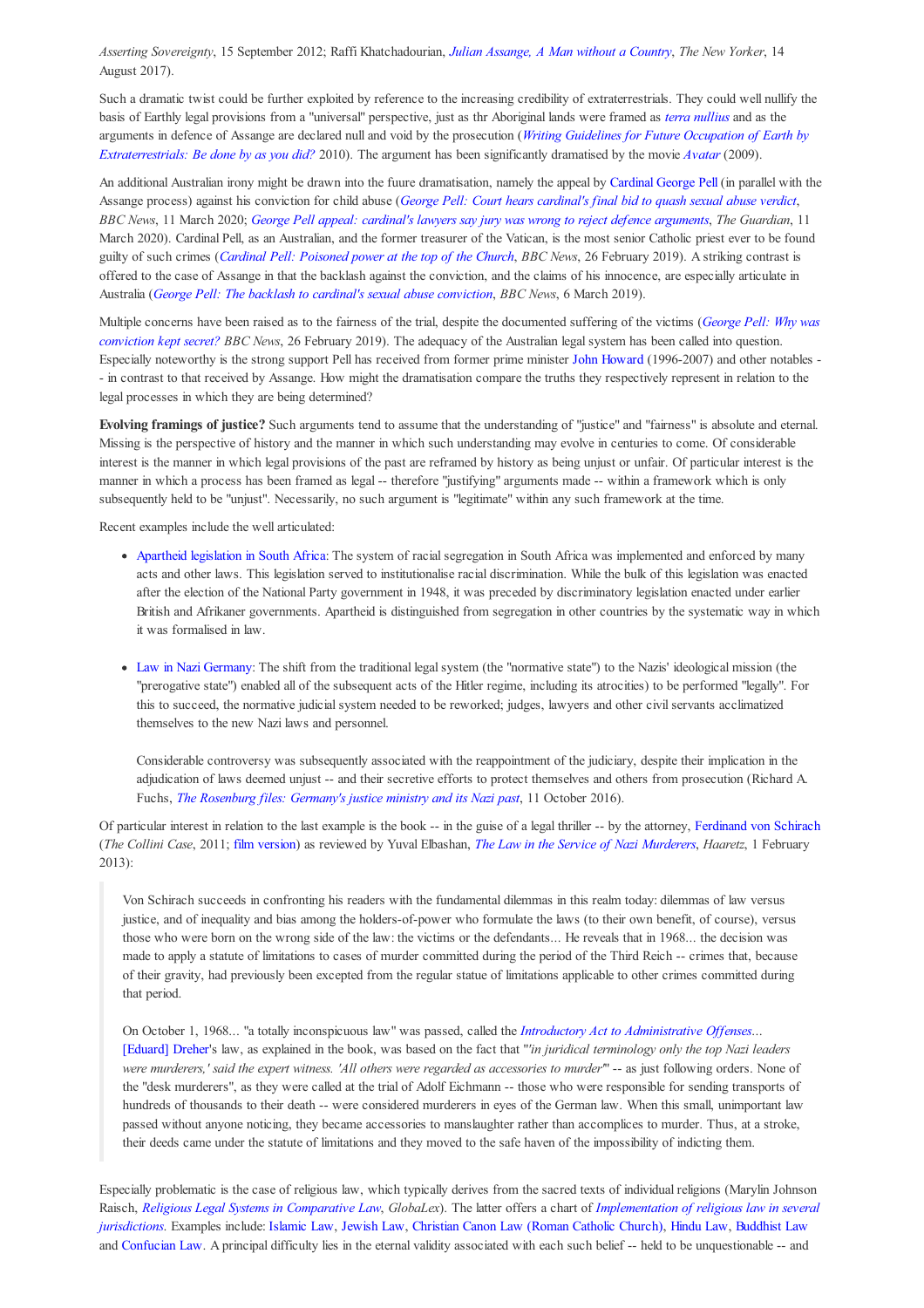*Asserting Sovereignty*, 15 September 2012; Raffi Khatchadourian, *Julian Assange, A Man without a Country*, *The New Yorker*, 14 August 2017).

Such a dramatic twist could be further exploited by reference to the increasing credibility of extraterrestrials. They could well nullify the basis of Earthly legal provisions from a "universal" perspective, just as thr Aboriginal lands were framed as *terra nullius* and as the arguments in defence of Assange are declared null and void by the prosecution (*Writing Guidelines for Future Occupation of Earth by Extraterrestrials: Be done by as you did?* 2010). The argument has been significantly dramatised by the movie *Avatar* (2009).

An additional Australian irony might be drawn into the fuure dramatisation, namely the appeal by Cardinal George Pell (in parallel with the Assange process) against his conviction for child abuse (*George Pell: Court hears cardinal's final bid to quash sexual abuse verdict*, *BBC News*, 11 March 2020; *George Pell appeal: cardinal's lawyers say jury was wrong to reject defence arguments*, *The Guardian*, 11 March 2020). Cardinal Pell, as an Australian, and the former treasurer of the Vatican, is the most senior Catholic priest ever to be found guilty of such crimes (*Cardinal Pell: Poisoned power at the top of the Church*, *BBC News*, 26 February 2019). A striking contrast is offered to the case of Assange in that the backlash against the conviction, and the claims of his innocence, are especially articulate in Australia (*George Pell: The backlash to cardinal's sexual abuse conviction*, *BBC News*, 6 March 2019).

Multiple concerns have been raised as to the fairness of the trial, despite the documented suffering of the victims (*George Pell: Why was conviction kept secret?* *BBC News*, 26 February 2019). The adequacy of the Australian legal system has been called into question. Especially noteworthy is the strong support Pell has received from former prime minister John Howard (1996-2007) and other notables -- in contrast to that received by Assange. How might the dramatisation compare the truths they respectively represent in relation to the legal processes in which they are being determined?

**Evolving framings of justice?** Such arguments tend to assume that the understanding of "justice" and "fairness" is absolute and eternal. Missing is the perspective of history and the manner in which such understanding may evolve in centuries to come. Of considerable interest is the manner in which legal provisions of the past are reframed by history as being unjust or unfair. Of particular interest is the manner in which a process has been framed as legal -- therefore "justifying" arguments made -- within a framework which is only subsequently held to be "unjust". Necessarily, no such argument is "legitimate" within any such framework at the time.

Recent examples include the well articulated:

- Apartheid legislation in South Africa: The system of racial segregation in South Africa was implemented and enforced by many acts and other laws. This legislation served to institutionalise racial discrimination. While the bulk of this legislation was enacted after the election of the National Party government in 1948, it was preceded by discriminatory legislation enacted under earlier British and Afrikaner governments. Apartheid is distinguished from segregation in other countries by the systematic way in which it was formalised in law.

- Law in Nazi Germany: The shift from the traditional legal system (the "normative state") to the Nazis' ideological mission (the "prerogative state") enabled all of the subsequent acts of the Hitler regime, including its atrocities) to be performed "legally". For this to succeed, the normative judicial system needed to be reworked; judges, lawyers and other civil servants acclimatized themselves to the new Nazi laws and personnel.

  Considerable controversy was subsequently associated with the reappointment of the judiciary, despite their implication in the adjudication of laws deemed unjust -- and their secretive efforts to protect themselves and others from prosecution (Richard A. Fuchs, *The Rosenburg files: Germany's justice ministry and its Nazi past*, 11 October 2016).

Of particular interest in relation to the last example is the book -- in the guise of a legal thriller -- by the attorney, Ferdinand von Schirach (*The Collini Case*, 2011; film version) as reviewed by Yuval Elbashan, *The Law in the Service of Nazi Murderers*, *Haaretz*, 1 February 2013):

> Von Schirach succeeds in confronting his readers with the fundamental dilemmas in this realm today: dilemmas of law versus justice, and of inequality and bias among the holders-of-power who formulate the laws (to their own benefit, of course), versus those who were born on the wrong side of the law: the victims or the defendants... He reveals that in 1968... the decision was made to apply a statute of limitations to cases of murder committed during the period of the Third Reich -- crimes that, because of their gravity, had previously been excepted from the regular statue of limitations applicable to other crimes committed during that period.
>
> On October 1, 1968... "a totally inconspicuous law" was passed, called the *Introductory Act to Administrative Offenses*... [Eduard] Dreher's law, as explained in the book, was based on the fact that "*'in juridical terminology only the top Nazi leaders were murderers,' said the expert witness. 'All others were regarded as accessories to murder*'" -- as just following orders. None of the "desk murderers", as they were called at the trial of Adolf Eichmann -- those who were responsible for sending transports of hundreds of thousands to their death -- were considered murderers in eyes of the German law. When this small, unimportant law passed without anyone noticing, they became accessories to manslaughter rather than accomplices to murder. Thus, at a stroke, their deeds came under the statute of limitations and they moved to the safe haven of the impossibility of indicting them.

Especially problematic is the case of religious law, which typically derives from the sacred texts of individual religions (Marylin Johnson Raisch, *Religious Legal Systems in Comparative Law*, *GlobaLex*). The latter offers a chart of *Implementation of religious law in several jurisdictions*. Examples include: Islamic Law, Jewish Law, Christian Canon Law (Roman Catholic Church), Hindu Law, Buddhist Law and Confucian Law. A principal difficulty lies in the eternal validity associated with each such belief -- held to be unquestionable -- and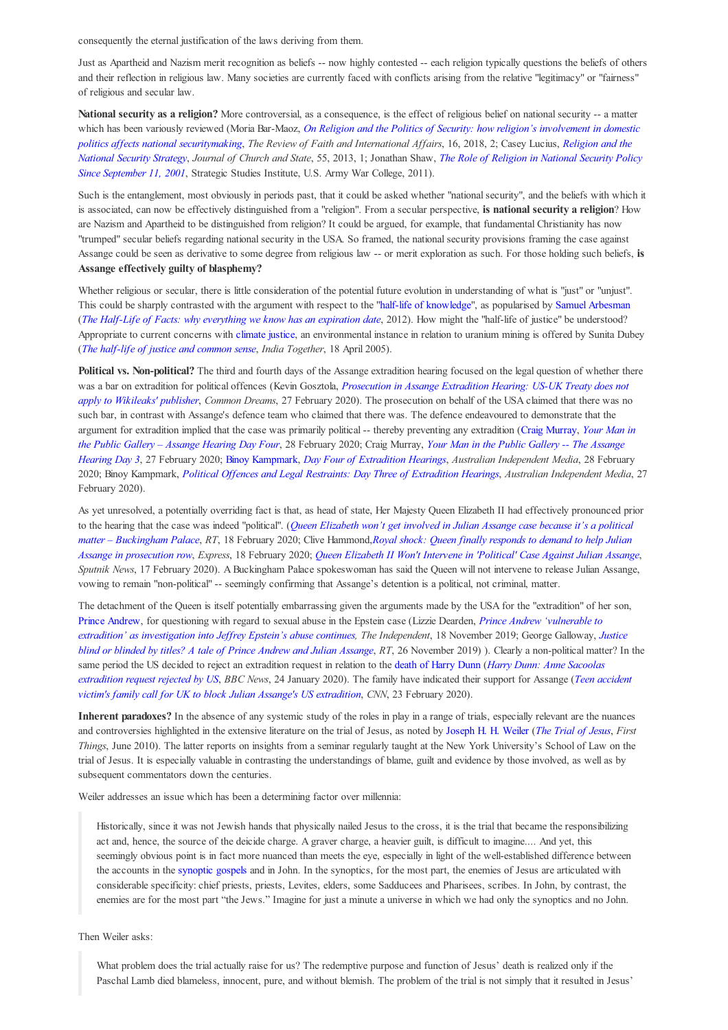consequently the eternal justification of the laws deriving from them.

Just as Apartheid and Nazism merit recognition as beliefs -- now highly contested -- each religion typically questions the beliefs of others and their reflection in religious law. Many societies are currently faced with conflicts arising from the relative "legitimacy" or "fairness" of religious and secular law.

**National security as a religion?** More controversial, as a consequence, is the effect of religious belief on national security -- a matter which has been variously reviewed (Moria Bar-Maoz, *On Religion and the Politics of Security: how religion's involvement in domestic politics affects national securitymaking*, *The Review of Faith and International Affairs*, 16, 2018, 2; Casey Lucius, *Religion and the National Security Strategy*, *Journal of Church and State*, 55, 2013, 1; Jonathan Shaw, *The Role of Religion in National Security Policy Since September 11, 2001*, Strategic Studies Institute, U.S. Army War College, 2011).

Such is the entanglement, most obviously in periods past, that it could be asked whether "national security", and the beliefs with which it is associated, can now be effectively distinguished from a "religion". From a secular perspective, **is national security a religion**? How are Nazism and Apartheid to be distinguished from religion? It could be argued, for example, that fundamental Christianity has now "trumped" secular beliefs regarding national security in the USA. So framed, the national security provisions framing the case against Assange could be seen as derivative to some degree from religious law -- or merit exploration as such. For those holding such beliefs, **is Assange effectively guilty of blasphemy?**

Whether religious or secular, there is little consideration of the potential future evolution in understanding of what is "just" or "unjust". This could be sharply contrasted with the argument with respect to the "half-life of knowledge", as popularised by Samuel Arbesman (*The Half-Life of Facts: why everything we know has an expiration date*, 2012). How might the "half-life of justice" be understood? Appropriate to current concerns with climate justice, an environmental instance in relation to uranium mining is offered by Sunita Dubey (*The half-life of justice and common sense*, *India Together*, 18 April 2005).

**Political vs. Non-political?** The third and fourth days of the Assange extradition hearing focused on the legal question of whether there was a bar on extradition for political offences (Kevin Gosztola, *Prosecution in Assange Extradition Hearing: US-UK Treaty does not apply to Wikileaks' publisher*, *Common Dreams*, 27 February 2020). The prosecution on behalf of the USA claimed that there was no such bar, in contrast with Assange's defence team who claimed that there was. The defence endeavoured to demonstrate that the argument for extradition implied that the case was primarily political -- thereby preventing any extradition (Craig Murray, *Your Man in the Public Gallery – Assange Hearing Day Four*, 28 February 2020; Craig Murray, *Your Man in the Public Gallery -- The Assange Hearing Day 3*, 27 February 2020; Binoy Kampmark, *Day Four of Extradition Hearings*, *Australian Independent Media*, 28 February 2020; Binoy Kampmark, *Political Offences and Legal Restraints: Day Three of Extradition Hearings*, *Australian Independent Media*, 27 February 2020).

As yet unresolved, a potentially overriding fact is that, as head of state, Her Majesty Queen Elizabeth II had effectively pronounced prior to the hearing that the case was indeed "political". (*Queen Elizabeth won't get involved in Julian Assange case because it's a political matter – Buckingham Palace*, *RT*, 18 February 2020; Clive Hammond,*Royal shock: Queen finally responds to demand to help Julian Assange in prosecution row*, *Express*, 18 February 2020; *Queen Elizabeth II Won't Intervene in 'Political' Case Against Julian Assange*, *Sputnik News*, 17 February 2020). A Buckingham Palace spokeswoman has said the Queen will not intervene to release Julian Assange, vowing to remain "non-political" -- seemingly confirming that Assange's detention is a political, not criminal, matter.

The detachment of the Queen is itself potentially embarrassing given the arguments made by the USA for the "extradition" of her son, Prince Andrew, for questioning with regard to sexual abuse in the Epstein case (Lizzie Dearden, *Prince Andrew 'vulnerable to extradition' as investigation into Jeffrey Epstein's abuse continues*, *The Independent*, 18 November 2019; George Galloway, *Justice blind or blinded by titles? A tale of Prince Andrew and Julian Assange*, *RT*, 26 November 2019) ). Clearly a non-political matter? In the same period the US decided to reject an extradition request in relation to the death of Harry Dunn (*Harry Dunn: Anne Sacoolas extradition request rejected by US*, *BBC News*, 24 January 2020). The family have indicated their support for Assange (*Teen accident victim's family call for UK to block Julian Assange's US extradition*, *CNN*, 23 February 2020).

**Inherent paradoxes?** In the absence of any systemic study of the roles in play in a range of trials, especially relevant are the nuances and controversies highlighted in the extensive literature on the trial of Jesus, as noted by Joseph H. H. Weiler (*The Trial of Jesus*, *First Things*, June 2010). The latter reports on insights from a seminar regularly taught at the New York University's School of Law on the trial of Jesus. It is especially valuable in contrasting the understandings of blame, guilt and evidence by those involved, as well as by subsequent commentators down the centuries.

Weiler addresses an issue which has been a determining factor over millennia:

> Historically, since it was not Jewish hands that physically nailed Jesus to the cross, it is the trial that became the responsibilizing act and, hence, the source of the deicide charge. A graver charge, a heavier guilt, is difficult to imagine.... And yet, this seemingly obvious point is in fact more nuanced than meets the eye, especially in light of the well-established difference between the accounts in the synoptic gospels and in John. In the synoptics, for the most part, the enemies of Jesus are articulated with considerable specificity: chief priests, priests, Levites, elders, some Sadducees and Pharisees, scribes. In John, by contrast, the enemies are for the most part "the Jews." Imagine for just a minute a universe in which we had only the synoptics and no John.

Then Weiler asks:

> What problem does the trial actually raise for us? The redemptive purpose and function of Jesus' death is realized only if the Paschal Lamb died blameless, innocent, pure, and without blemish. The problem of the trial is not simply that it resulted in Jesus'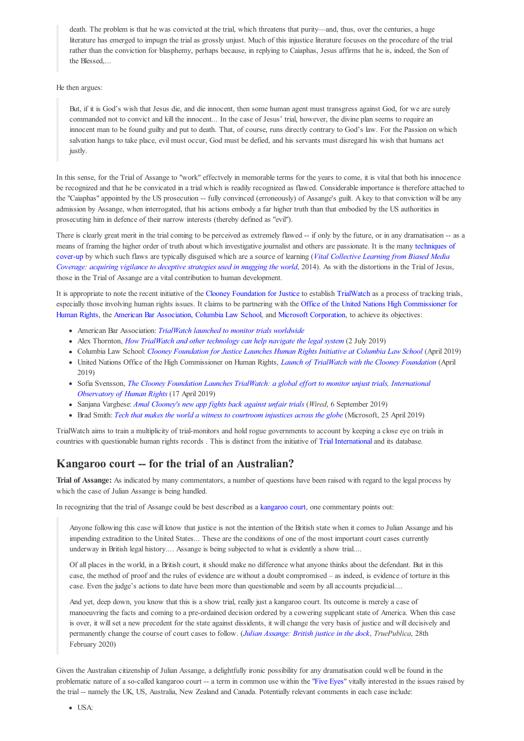> death. The problem is that he was convicted at the trial, which threatens that purity—and, thus, over the centuries, a huge literature has emerged to impugn the trial as grossly unjust. Much of this injustice literature focuses on the procedure of the trial rather than the conviction for blasphemy, perhaps because, in replying to Caiaphas, Jesus affirms that he is, indeed, the Son of the Blessed,...

He then argues:

> But, if it is God's wish that Jesus die, and die innocent, then some human agent must transgress against God, for we are surely commanded not to convict and kill the innocent... In the case of Jesus' trial, however, the divine plan seems to require an innocent man to be found guilty and put to death. That, of course, runs directly contrary to God's law. For the Passion on which salvation hangs to take place, evil must occur, God must be defied, and his servants must disregard his wish that humans act justly.

In this sense, for the Trial of Assange to "work" effectvely in memorable terms for the years to come, it is vital that both his innocence be recognized and that he be convicated in a trial which is readily recognized as flawed. Considerable importance is therefore attached to the "Caiaphas" appointed by the US prosecution -- fully convinced (erroneously) of Assange's guilt. A key to that conviction will be any admission by Assange, when interrogated, that his actions embody a far higher truth than that embodied by the US authorities in prosecuting him in defence of their narrow interests (thereby defined as "evil").

There is clearly great merit in the trial coming to be perceived as extremely flawed -- if only by the future, or in any dramatisation -- as a means of framing the higher order of truth about which investigative journalist and others are passionate. It is the many techniques of cover-up by which such flaws are typically disguised which are a source of learning (*Vital Collective Learning from Biased Media Coverage: acquiring vigilance to deceptive strategies used in mugging the world*, 2014). As with the distortions in the Trial of Jesus, those in the Trial of Assange are a vital contribution to human development.

It is appropriate to note the recent initiative of the Clooney Foundation for Justice to establish TrialWatch as a process of tracking trials, especially those involving human rights issues. It claims to be partnering with the Office of the United Nations High Commissioner for Human Rights, the American Bar Association, Columbia Law School, and Microsoft Corporation, to achieve its objectives:

- American Bar Association: *TrialWatch launched to monitor trials worldwide*
- Alex Thornton, *How TrialWatch and other technology can help navigate the legal system* (2 July 2019)
- Columbia Law School: *Clooney Foundation for Justice Launches Human Rights Initiative at Columbia Law School* (April 2019)
- United Nations Office of the High Commissioner on Human Rights, *Launch of TrialWatch with the Clooney Foundation* (April 2019)
- Sofia Svensson, *The Clooney Foundation Launches TrialWatch: a global effort to monitor unjust trials, International Observatory of Human Rights* (17 April 2019)
- Sanjana Varghese: *Amal Clooney's new app fights back against unfair trials* (*Wired*, 6 September 2019)
- Brad Smith: *Tech that makes the world a witness to courtroom injustices across the globe* (Microsoft, 25 April 2019)

TrialWatch aims to train a multiplicity of trial-monitors and hold rogue governments to account by keeping a close eye on trials in countries with questionable human rights records . This is distinct from the initiative of Trial International and its database.

## Kangaroo court -- for the trial of an Australian?

**Trial of Assange:** As indicated by many commentators, a number of questions have been raised with regard to the legal process by which the case of Julian Assange is being handled.

In recognizing that the trial of Assange could be best described as a kangaroo court, one commentary points out:

> Anyone following this case will know that justice is not the intention of the British state when it comes to Julian Assange and his impending extradition to the United States... These are the conditions of one of the most important court cases currently underway in British legal history.... Assange is being subjected to what is evidently a show trial....
>
> Of all places in the world, in a British court, it should make no difference what anyone thinks about the defendant. But in this case, the method of proof and the rules of evidence are without a doubt compromised – as indeed, is evidence of torture in this case. Even the judge's actions to date have been more than questionable and seem by all accounts prejudicial....
>
> And yet, deep down, you know that this is a show trial, really just a kangaroo court. Its outcome is merely a case of manoeuvring the facts and coming to a pre-ordained decision ordered by a cowering supplicant state of America. When this case is over, it will set a new precedent for the state against dissidents, it will change the very basis of justice and will decisively and permanently change the course of court cases to follow. (*Julian Assange: British justice in the dock*, *TruePublica*, 28th February 2020)

Given the Australian citizenship of Julian Assange, a delightfully ironic possibility for any dramatisation could well be found in the problematic nature of a so-called kangaroo court -- a term in common use within the "Five Eyes" vitally interested in the issues raised by the trial -- namely the UK, US, Australia, New Zealand and Canada. Potentially relevant comments in each case include:

- USA: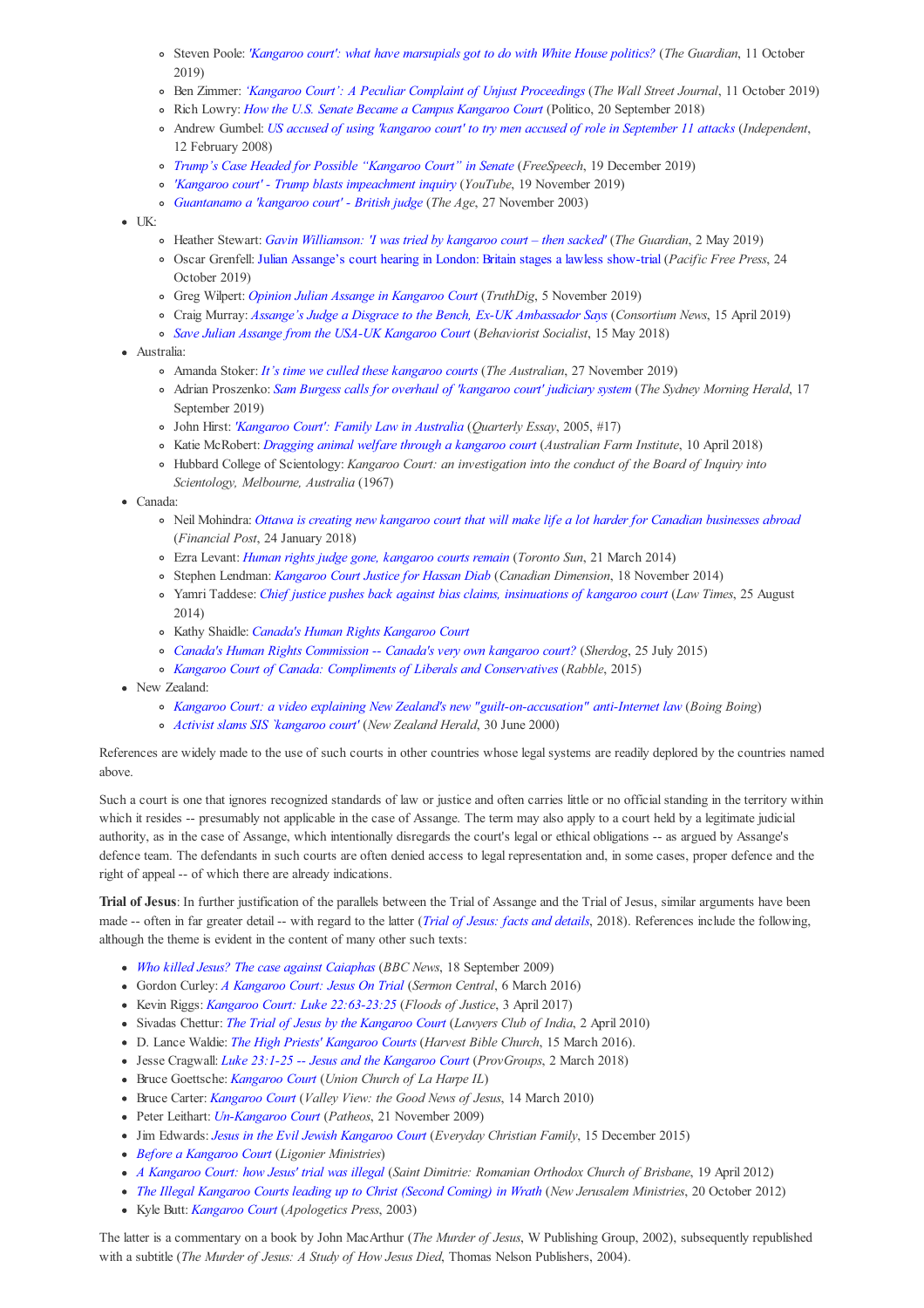- Steven Poole: *'Kangaroo court': what have marsupials got to do with White House politics?* (*The Guardian*, 11 October 2019)
- Ben Zimmer: *'Kangaroo Court': A Peculiar Complaint of Unjust Proceedings* (*The Wall Street Journal*, 11 October 2019)
- Rich Lowry: *How the U.S. Senate Became a Campus Kangaroo Court* (Politico, 20 September 2018)
- Andrew Gumbel: *US accused of using 'kangaroo court' to try men accused of role in September 11 attacks* (*Independent*, 12 February 2008)
- *Trump's Case Headed for Possible "Kangaroo Court" in Senate* (*FreeSpeech*, 19 December 2019)
- *'Kangaroo court' - Trump blasts impeachment inquiry* (*YouTube*, 19 November 2019)
- *Guantanamo a 'kangaroo court' - British judge* (*The Age*, 27 November 2003)

- UK:
  - Heather Stewart: *Gavin Williamson: 'I was tried by kangaroo court – then sacked'* (*The Guardian*, 2 May 2019)
  - Oscar Grenfell: Julian Assange's court hearing in London: Britain stages a lawless show-trial (*Pacific Free Press*, 24 October 2019)
  - Greg Wilpert: *Opinion Julian Assange in Kangaroo Court* (*TruthDig*, 5 November 2019)
  - Craig Murray: *Assange's Judge a Disgrace to the Bench, Ex-UK Ambassador Says* (*Consortium News*, 15 April 2019)
  - *Save Julian Assange from the USA-UK Kangaroo Court* (*Behaviorist Socialist*, 15 May 2018)
- Australia:
  - Amanda Stoker: *It's time we culled these kangaroo courts* (*The Australian*, 27 November 2019)
  - Adrian Proszenko: *Sam Burgess calls for overhaul of 'kangaroo court' judiciary system* (*The Sydney Morning Herald*, 17 September 2019)
  - John Hirst: *'Kangaroo Court': Family Law in Australia* (*Quarterly Essay*, 2005, #17)
  - Katie McRobert: *Dragging animal welfare through a kangaroo court* (*Australian Farm Institute*, 10 April 2018)
  - Hubbard College of Scientology: *Kangaroo Court: an investigation into the conduct of the Board of Inquiry into Scientology, Melbourne, Australia* (1967)
- Canada:
  - Neil Mohindra: *Ottawa is creating new kangaroo court that will make life a lot harder for Canadian businesses abroad* (*Financial Post*, 24 January 2018)
  - Ezra Levant: *Human rights judge gone, kangaroo courts remain* (*Toronto Sun*, 21 March 2014)
  - Stephen Lendman: *Kangaroo Court Justice for Hassan Diab* (*Canadian Dimension*, 18 November 2014)
  - Yamri Taddese: *Chief justice pushes back against bias claims, insinuations of kangaroo court* (*Law Times*, 25 August 2014)
  - Kathy Shaidle: *Canada's Human Rights Kangaroo Court*
  - *Canada's Human Rights Commission -- Canada's very own kangaroo court?* (*Sherdog*, 25 July 2015)
  - *Kangaroo Court of Canada: Compliments of Liberals and Conservatives* (*Rabble*, 2015)
- New Zealand:
  - *Kangaroo Court: a video explaining New Zealand's new "guilt-on-accusation" anti-Internet law* (*Boing Boing*)
  - *Activist slams SIS `kangaroo court'* (*New Zealand Herald*, 30 June 2000)

References are widely made to the use of such courts in other countries whose legal systems are readily deplored by the countries named above.

Such a court is one that ignores recognized standards of law or justice and often carries little or no official standing in the territory within which it resides -- presumably not applicable in the case of Assange. The term may also apply to a court held by a legitimate judicial authority, as in the case of Assange, which intentionally disregards the court's legal or ethical obligations -- as argued by Assange's defence team. The defendants in such courts are often denied access to legal representation and, in some cases, proper defence and the right of appeal -- of which there are already indications.

**Trial of Jesus**: In further justification of the parallels between the Trial of Assange and the Trial of Jesus, similar arguments have been made -- often in far greater detail -- with regard to the latter (*Trial of Jesus: facts and details*, 2018). References include the following, although the theme is evident in the content of many other such texts:

- *Who killed Jesus? The case against Caiaphas* (*BBC News*, 18 September 2009)
- Gordon Curley: *A Kangaroo Court: Jesus On Trial* (*Sermon Central*, 6 March 2016)
- Kevin Riggs: *Kangaroo Court: Luke 22:63-23:25* (*Floods of Justice*, 3 April 2017)
- Sivadas Chettur: *The Trial of Jesus by the Kangaroo Court* (*Lawyers Club of India*, 2 April 2010)
- D. Lance Waldie: *The High Priests' Kangaroo Courts* (*Harvest Bible Church*, 15 March 2016).
- Jesse Cragwall: *Luke 23:1-25 -- Jesus and the Kangaroo Court* (*ProvGroups*, 2 March 2018)
- Bruce Goettsche: *Kangaroo Court* (*Union Church of La Harpe IL*)
- Bruce Carter: *Kangaroo Court* (*Valley View: the Good News of Jesus*, 14 March 2010)
- Peter Leithart: *Un-Kangaroo Court* (*Patheos*, 21 November 2009)
- Jim Edwards: *Jesus in the Evil Jewish Kangaroo Court* (*Everyday Christian Family*, 15 December 2015)
- *Before a Kangaroo Court* (*Ligonier Ministries*)
- *A Kangaroo Court: how Jesus' trial was illegal* (*Saint Dimitrie: Romanian Orthodox Church of Brisbane*, 19 April 2012)
- *The Illegal Kangaroo Courts leading up to Christ (Second Coming) in Wrath* (*New Jerusalem Ministries*, 20 October 2012)
- Kyle Butt: *Kangaroo Court* (*Apologetics Press*, 2003)

The latter is a commentary on a book by John MacArthur (*The Murder of Jesus*, W Publishing Group, 2002), subsequently republished with a subtitle (*The Murder of Jesus: A Study of How Jesus Died*, Thomas Nelson Publishers, 2004).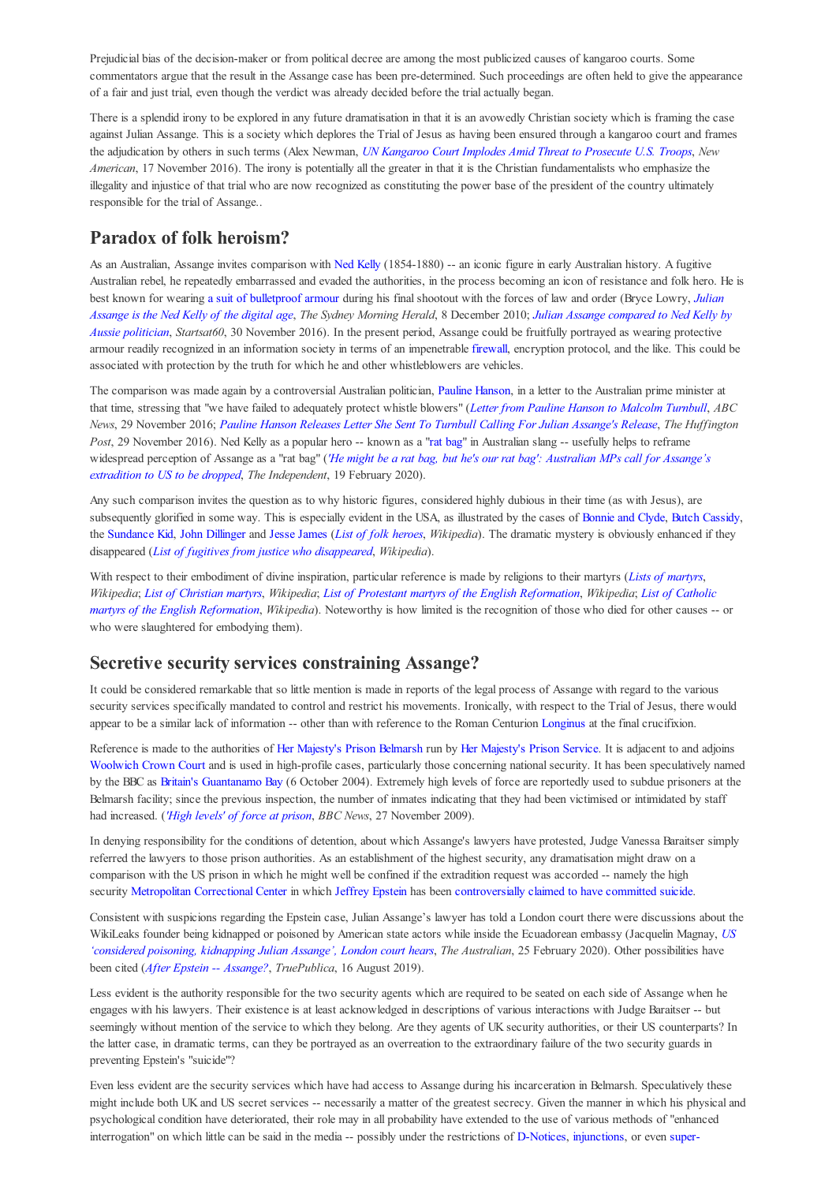Prejudicial bias of the decision-maker or from political decree are among the most publicized causes of kangaroo courts. Some commentators argue that the result in the Assange case has been pre-determined. Such proceedings are often held to give the appearance of a fair and just trial, even though the verdict was already decided before the trial actually began.

There is a splendid irony to be explored in any future dramatisation in that it is an avowedly Christian society which is framing the case against Julian Assange. This is a society which deplores the Trial of Jesus as having been ensured through a kangaroo court and frames the adjudication by others in such terms (Alex Newman, *UN Kangaroo Court Implodes Amid Threat to Prosecute U.S. Troops*, *New American*, 17 November 2016). The irony is potentially all the greater in that it is the Christian fundamentalists who emphasize the illegality and injustice of that trial who are now recognized as constituting the power base of the president of the country ultimately responsible for the trial of Assange..

## Paradox of folk heroism?

As an Australian, Assange invites comparison with Ned Kelly (1854-1880) -- an iconic figure in early Australian history. A fugitive Australian rebel, he repeatedly embarrassed and evaded the authorities, in the process becoming an icon of resistance and folk hero. He is best known for wearing a suit of bulletproof armour during his final shootout with the forces of law and order (Bryce Lowry, *Julian Assange is the Ned Kelly of the digital age*, *The Sydney Morning Herald*, 8 December 2010; *Julian Assange compared to Ned Kelly by Aussie politician*, *Startsat60*, 30 November 2016). In the present period, Assange could be fruitfully portrayed as wearing protective armour readily recognized in an information society in terms of an impenetrable firewall, encryption protocol, and the like. This could be associated with protection by the truth for which he and other whistleblowers are vehicles.

The comparison was made again by a controversial Australian politician, Pauline Hanson, in a letter to the Australian prime minister at that time, stressing that "we have failed to adequately protect whistle blowers" (*Letter from Pauline Hanson to Malcolm Turnbull*, *ABC News*, 29 November 2016; *Pauline Hanson Releases Letter She Sent To Turnbull Calling For Julian Assange's Release*, *The Huffington Post*, 29 November 2016). Ned Kelly as a popular hero -- known as a "rat bag" in Australian slang -- usefully helps to reframe widespread perception of Assange as a "rat bag" (*'He might be a rat bag, but he's our rat bag': Australian MPs call for Assange's extradition to US to be dropped*, *The Independent*, 19 February 2020).

Any such comparison invites the question as to why historic figures, considered highly dubious in their time (as with Jesus), are subsequently glorified in some way. This is especially evident in the USA, as illustrated by the cases of Bonnie and Clyde, Butch Cassidy, the Sundance Kid, John Dillinger and Jesse James (*List of folk heroes*, *Wikipedia*). The dramatic mystery is obviously enhanced if they disappeared (*List of fugitives from justice who disappeared*, *Wikipedia*).

With respect to their embodiment of divine inspiration, particular reference is made by religions to their martyrs (*Lists of martyrs*, *Wikipedia*; *List of Christian martyrs*, *Wikipedia*; *List of Protestant martyrs of the English Reformation*, *Wikipedia*; *List of Catholic martyrs of the English Reformation*, *Wikipedia*). Noteworthy is how limited is the recognition of those who died for other causes -- or who were slaughtered for embodying them).

## Secretive security services constraining Assange?

It could be considered remarkable that so little mention is made in reports of the legal process of Assange with regard to the various security services specifically mandated to control and restrict his movements. Ironically, with respect to the Trial of Jesus, there would appear to be a similar lack of information -- other than with reference to the Roman Centurion Longinus at the final crucifixion.

Reference is made to the authorities of Her Majesty's Prison Belmarsh run by Her Majesty's Prison Service. It is adjacent to and adjoins Woolwich Crown Court and is used in high-profile cases, particularly those concerning national security. It has been speculatively named by the BBC as Britain's Guantanamo Bay (6 October 2004). Extremely high levels of force are reportedly used to subdue prisoners at the Belmarsh facility; since the previous inspection, the number of inmates indicating that they had been victimised or intimidated by staff had increased. (*'High levels' of force at prison*, *BBC News*, 27 November 2009).

In denying responsibility for the conditions of detention, about which Assange's lawyers have protested, Judge Vanessa Baraitser simply referred the lawyers to those prison authorities. As an establishment of the highest security, any dramatisation might draw on a comparison with the US prison in which he might well be confined if the extradition request was accorded -- namely the high security Metropolitan Correctional Center in which Jeffrey Epstein has been controversially claimed to have committed suicide.

Consistent with suspicions regarding the Epstein case, Julian Assange's lawyer has told a London court there were discussions about the WikiLeaks founder being kidnapped or poisoned by American state actors while inside the Ecuadorean embassy (Jacquelin Magnay, *US 'considered poisoning, kidnapping Julian Assange', London court hears*, *The Australian*, 25 February 2020). Other possibilities have been cited (*After Epstein -- Assange?*, *TruePublica*, 16 August 2019).

Less evident is the authority responsible for the two security agents which are required to be seated on each side of Assange when he engages with his lawyers. Their existence is at least acknowledged in descriptions of various interactions with Judge Baraitser -- but seemingly without mention of the service to which they belong. Are they agents of UK security authorities, or their US counterparts? In the latter case, in dramatic terms, can they be portrayed as an overreation to the extraordinary failure of the two security guards in preventing Epstein's "suicide"?

Even less evident are the security services which have had access to Assange during his incarceration in Belmarsh. Speculatively these might include both UK and US secret services -- necessarily a matter of the greatest secrecy. Given the manner in which his physical and psychological condition have deteriorated, their role may in all probability have extended to the use of various methods of "enhanced interrogation" on which little can be said in the media -- possibly under the restrictions of D-Notices, injunctions, or even super-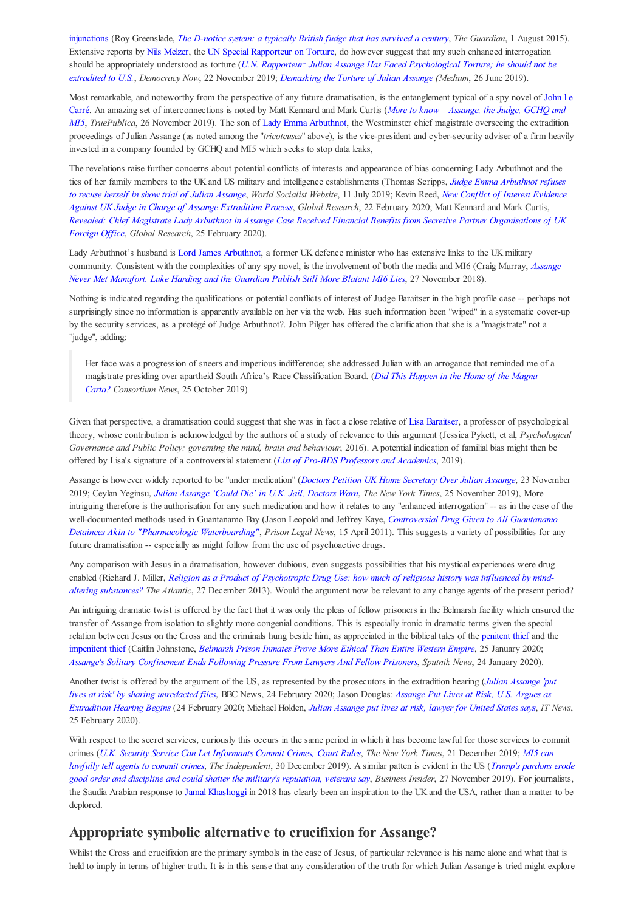injunctions (Roy Greenslade, *The D-notice system: a typically British fudge that has survived a century*, *The Guardian*, 1 August 2015). Extensive reports by Nils Melzer, the UN Special Rapporteur on Torture, do however suggest that any such enhanced interrogation should be appropriately understood as torture (*U.N. Rapporteur: Julian Assange Has Faced Psychological Torture; he should not be extradited to U.S.*, *Democracy Now*, 22 November 2019; *Demasking the Torture of Julian Assange* (*Medium*, 26 June 2019).

Most remarkable, and noteworthy from the perspective of any future dramatisation, is the entanglement typical of a spy novel of John l e Carré. An amazing set of interconnections is noted by Matt Kennard and Mark Curtis (*More to know – Assange, the Judge, GCHQ and MI5*, *TruePublica*, 26 November 2019). The son of Westminster chief magistrate overseeing the extradition proceedings of Julian Assange (as noted among the "*tricoteuses*" above), is the vice-president and cyber-security adviser of a firm heavily invested in a company founded by GCHQ and MI5 which seeks to stop data leaks,

The revelations raise further concerns about potential conflicts of interests and appearance of bias concerning Lady Arbuthnot and the ties of her family members to the UK and US military and intelligence establishments (Thomas Scripps, *Judge Emma Arbuthnot refuses to recuse herself in show trial of Julian Assange*, *World Socialist Website*, 11 July 2019; Kevin Reed, *New Conflict of Interest Evidence Against UK Judge in Charge of Assange Extradition Process*, *Global Research*, 22 February 2020; Matt Kennard and Mark Curtis, *Revealed: Chief Magistrate Lady Arbuthnot in Assange Case Received Financial Benefits from Secretive Partner Organisations of UK Foreign Office*, *Global Research*, 25 February 2020).

Lady Arbuthnot's husband is Lord James Arbuthnot, a former UK defence minister who has extensive links to the UK military community. Consistent with the complexities of any spy novel, is the involvement of both the media and MI6 (Craig Murray, *Assange Never Met Manafort. Luke Harding and the Guardian Publish Still More Blatant MI6 Lies*, 27 November 2018).

Nothing is indicated regarding the qualifications or potential conflicts of interest of Judge Baraitser in the high profile case -- perhaps not surprisingly since no information is apparently available on her via the web. Has such information been "wiped" in a systematic cover-up by the security services, as a protégé of Judge Arbuthnot?. John Pilger has offered the clarification that she is a "magistrate" not a "judge", adding:

> Her face was a progression of sneers and imperious indifference; she addressed Julian with an arrogance that reminded me of a magistrate presiding over apartheid South Africa's Race Classification Board. (*Did This Happen in the Home of the Magna Carta?* *Consortium News*, 25 October 2019)

Given that perspective, a dramatisation could suggest that she was in fact a close relative of Lisa Baraitser, a professor of psychological theory, whose contribution is acknowledged by the authors of a study of relevance to this argument (Jessica Pykett, et al, *Psychological Governance and Public Policy: governing the mind, brain and behaviour*, 2016). A potential indication of familial bias might then be offered by Lisa's signature of a controversial statement (*List of Pro-BDS Professors and Academics*, 2019).

Assange is however widely reported to be "under medication" (*Doctors Petition UK Home Secretary Over Julian Assange*, 23 November 2019; Ceylan Yeginsu, *Julian Assange 'Could Die' in U.K. Jail, Doctors Warn*, *The New York Times*, 25 November 2019), More intriguing therefore is the authorisation for any such medication and how it relates to any "enhanced interrogation" -- as in the case of the well-documented methods used in Guantanamo Bay (Jason Leopold and Jeffrey Kaye, *Controversial Drug Given to All Guantanamo Detainees Akin to "Pharmacologic Waterboarding"*, *Prison Legal News*, 15 April 2011). This suggests a variety of possibilities for any future dramatisation -- especially as might follow from the use of psychoactive drugs.

Any comparison with Jesus in a dramatisation, however dubious, even suggests possibilities that his mystical experiences were drug enabled (Richard J. Miller, *Religion as a Product of Psychotropic Drug Use: how much of religious history was influenced by mind-altering substances?* *The Atlantic*, 27 December 2013). Would the argument now be relevant to any change agents of the present period?

An intriguing dramatic twist is offered by the fact that it was only the pleas of fellow prisoners in the Belmarsh facility which ensured the transfer of Assange from isolation to slightly more congenial conditions. This is especially ironic in dramatic terms given the special relation between Jesus on the Cross and the criminals hung beside him, as appreciated in the biblical tales of the penitent thief and the impenitent thief (Caitlin Johnstone, *Belmarsh Prison Inmates Prove More Ethical Than Entire Western Empire*, 25 January 2020; *Assange's Solitary Confinement Ends Following Pressure From Lawyers And Fellow Prisoners*, *Sputnik News*, 24 January 2020).

Another twist is offered by the argument of the US, as represented by the prosecutors in the extradition hearing (*Julian Assange 'put lives at risk' by sharing unredacted files*, BBC News, 24 February 2020; Jason Douglas: *Assange Put Lives at Risk, U.S. Argues as Extradition Hearing Begins* (24 February 2020; Michael Holden, *Julian Assange put lives at risk, lawyer for United States says*, *IT News*, 25 February 2020).

With respect to the secret services, curiously this occurs in the same period in which it has become lawful for those services to commit crimes (*U.K. Security Service Can Let Informants Commit Crimes, Court Rules*, *The New York Times*, 21 December 2019; *MI5 can lawfully tell agents to commit crimes*, *The Independent*, 30 December 2019). A similar patten is evident in the US (*Trump's pardons erode good order and discipline and could shatter the military's reputation, veterans say*, *Business Insider*, 27 November 2019). For journalists, the Saudia Arabian response to Jamal Khashoggi in 2018 has clearly been an inspiration to the UK and the USA, rather than a matter to be deplored.

## Appropriate symbolic alternative to crucifixion for Assange?

Whilst the Cross and crucifixion are the primary symbols in the case of Jesus, of particular relevance is his name alone and what that is held to imply in terms of higher truth. It is in this sense that any consideration of the truth for which Julian Assange is tried might explore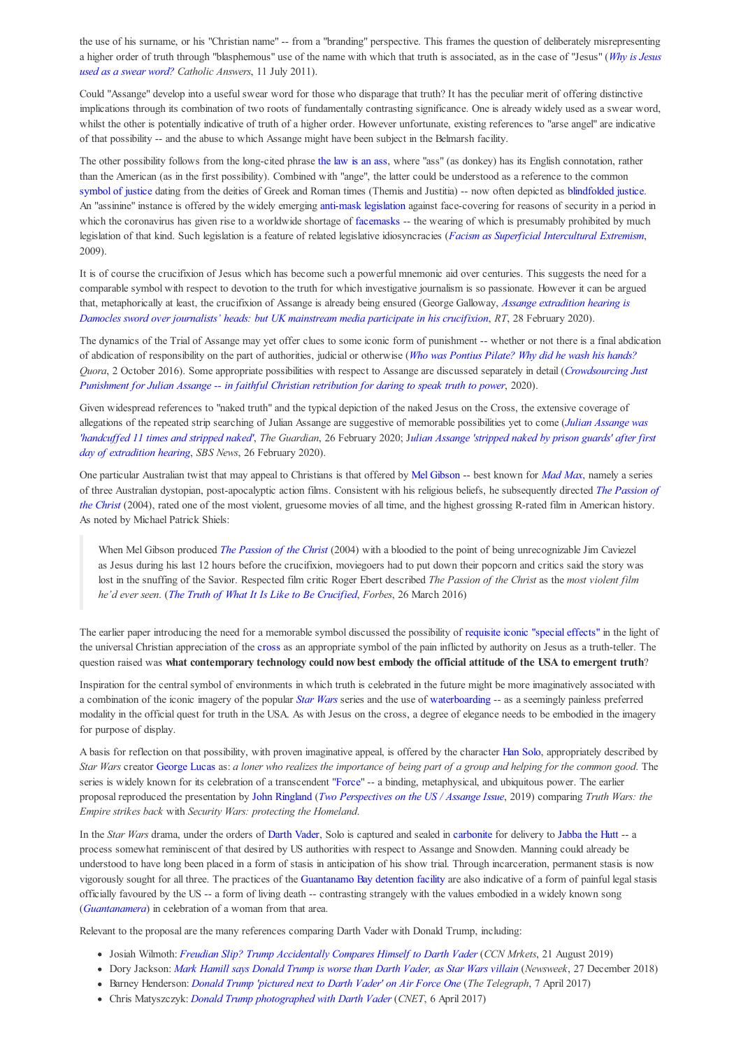the use of his surname, or his "Christian name" -- from a "branding" perspective. This frames the question of deliberately misrepresenting a higher order of truth through "blasphemous" use of the name with which that truth is associated, as in the case of "Jesus" (*Why is Jesus used as a swear word? Catholic Answers*, 11 July 2011).

Could "Assange" develop into a useful swear word for those who disparage that truth? It has the peculiar merit of offering distinctive implications through its combination of two roots of fundamentally contrasting significance. One is already widely used as a swear word, whilst the other is potentially indicative of truth of a higher order. However unfortunate, existing references to "arse angel" are indicative of that possibility -- and the abuse to which Assange might have been subject in the Belmarsh facility.

The other possibility follows from the long-cited phrase the law is an ass, where "ass" (as donkey) has its English connotation, rather than the American (as in the first possibility). Combined with "ange", the latter could be understood as a reference to the common symbol of justice dating from the deities of Greek and Roman times (Themis and Justitia) -- now often depicted as blindfolded justice. An "assinine" instance is offered by the widely emerging anti-mask legislation against face-covering for reasons of security in a period in which the coronavirus has given rise to a worldwide shortage of facemasks -- the wearing of which is presumably prohibited by much legislation of that kind. Such legislation is a feature of related legislative idiosyncracies (*Facism as Superficial Intercultural Extremism*, 2009).

It is of course the crucifixion of Jesus which has become such a powerful mnemonic aid over centuries. This suggests the need for a comparable symbol with respect to devotion to the truth for which investigative journalism is so passionate. However it can be argued that, metaphorically at least, the crucifixion of Assange is already being ensured (George Galloway, *Assange extradition hearing is Damocles sword over journalists' heads: but UK mainstream media participate in his crucifixion*, *RT*, 28 February 2020).

The dynamics of the Trial of Assange may yet offer clues to some iconic form of punishment -- whether or not there is a final abdication of abdication of responsibility on the part of authorities, judicial or otherwise (*Who was Pontius Pilate? Why did he wash his hands? Quora*, 2 October 2016). Some appropriate possibilities with respect to Assange are discussed separately in detail (*Crowdsourcing Just Punishment for Julian Assange -- in faithful Christian retribution for daring to speak truth to power*, 2020).

Given widespread references to "naked truth" and the typical depiction of the naked Jesus on the Cross, the extensive coverage of allegations of the repeated strip searching of Julian Assange are suggestive of memorable possibilities yet to come (*Julian Assange was 'handcuffed 11 times and stripped naked'*, *The Guardian*, 26 February 2020; *Julian Assange 'stripped naked by prison guards' after first day of extradition hearing*, *SBS News*, 26 February 2020).

One particular Australian twist that may appeal to Christians is that offered by Mel Gibson -- best known for *Mad Max*, namely a series of three Australian dystopian, post-apocalyptic action films. Consistent with his religious beliefs, he subsequently directed *The Passion of the Christ* (2004), rated one of the most violent, gruesome movies of all time, and the highest grossing R-rated film in American history. As noted by Michael Patrick Shiels:

> When Mel Gibson produced *The Passion of the Christ* (2004) with a bloodied to the point of being unrecognizable Jim Caviezel as Jesus during his last 12 hours before the crucifixion, moviegoers had to put down their popcorn and critics said the story was lost in the snuffing of the Savior. Respected film critic Roger Ebert described *The Passion of the Christ* as the *most violent film he'd ever seen*. (*The Truth of What It Is Like to Be Crucified*, *Forbes*, 26 March 2016)

The earlier paper introducing the need for a memorable symbol discussed the possibility of requisite iconic "special effects" in the light of the universal Christian appreciation of the cross as an appropriate symbol of the pain inflicted by authority on Jesus as a truth-teller. The question raised was **what contemporary technology could now best embody the official attitude of the USA to emergent truth**?

Inspiration for the central symbol of environments in which truth is celebrated in the future might be more imaginatively associated with a combination of the iconic imagery of the popular *Star Wars* series and the use of waterboarding -- as a seemingly painless preferred modality in the official quest for truth in the USA. As with Jesus on the cross, a degree of elegance needs to be embodied in the imagery for purpose of display.

A basis for reflection on that possibility, with proven imaginative appeal, is offered by the character Han Solo, appropriately described by *Star Wars* creator George Lucas as: *a loner who realizes the importance of being part of a group and helping for the common good.* The series is widely known for its celebration of a transcendent "Force" -- a binding, metaphysical, and ubiquitous power. The earlier proposal reproduced the presentation by John Ringland (*Two Perspectives on the US / Assange Issue*, 2019) comparing *Truth Wars: the Empire strikes back* with *Security Wars: protecting the Homeland*.

In the *Star Wars* drama, under the orders of Darth Vader, Solo is captured and sealed in carbonite for delivery to Jabba the Hutt -- a process somewhat reminiscent of that desired by US authorities with respect to Assange and Snowden. Manning could already be understood to have long been placed in a form of stasis in anticipation of his show trial. Through incarceration, permanent stasis is now vigorously sought for all three. The practices of the Guantanamo Bay detention facility are also indicative of a form of painful legal stasis officially favoured by the US -- a form of living death -- contrasting strangely with the values embodied in a widely known song (*Guantanamera*) in celebration of a woman from that area.

Relevant to the proposal are the many references comparing Darth Vader with Donald Trump, including:

- Josiah Wilmoth: *Freudian Slip? Trump Accidentally Compares Himself to Darth Vader* (*CCN Mrkets*, 21 August 2019)
- Dory Jackson: *Mark Hamill says Donald Trump is worse than Darth Vader, as Star Wars villain* (*Newsweek*, 27 December 2018)
- Barney Henderson: *Donald Trump 'pictured next to Darth Vader' on Air Force One* (*The Telegraph*, 7 April 2017)
- Chris Matyszczyk: *Donald Trump photographed with Darth Vader* (*CNET*, 6 April 2017)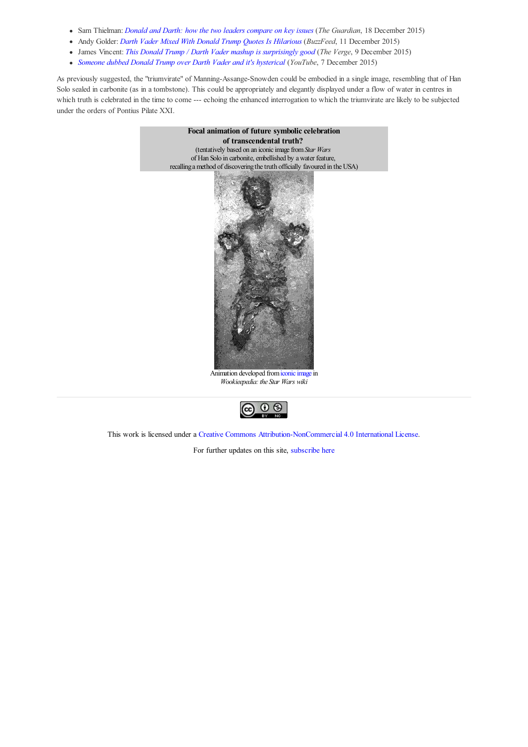- Sam Thielman: *Donald and Darth: how the two leaders compare on key issues* (*The Guardian*, 18 December 2015)
- Andy Golder: *Darth Vader Mixed With Donald Trump Quotes Is Hilarious* (*BuzzFeed*, 11 December 2015)
- James Vincent: *This Donald Trump / Darth Vader mashup is surprisingly good* (*The Verge*, 9 December 2015)
- *Someone dubbed Donald Trump over Darth Vader and it's hysterical* (*YouTube*, 7 December 2015)

As previously suggested, the "triumvirate" of Manning-Assange-Snowden could be embodied in a single image, resembling that of Han Solo sealed in carbonite (as in a tombstone). This could be appropriately and elegantly displayed under a flow of water in centres in which truth is celebrated in the time to come --- echoing the enhanced interrogation to which the triumvirate are likely to be subjected under the orders of Pontius Pilate XXI.

**Focal animation of future symbolic celebration of transcendental truth?**
(tentatively based on an iconic image from *Star Wars* of Han Solo in carbonite, embellished by a water feature, recalling a method of discovering the truth officially favoured in the USA)

Animation developed from iconic image in *Wookieepedia: the Star Wars wiki*

---

This work is licensed under a Creative Commons Attribution-NonCommercial 4.0 International License.

For further updates on this site, subscribe here